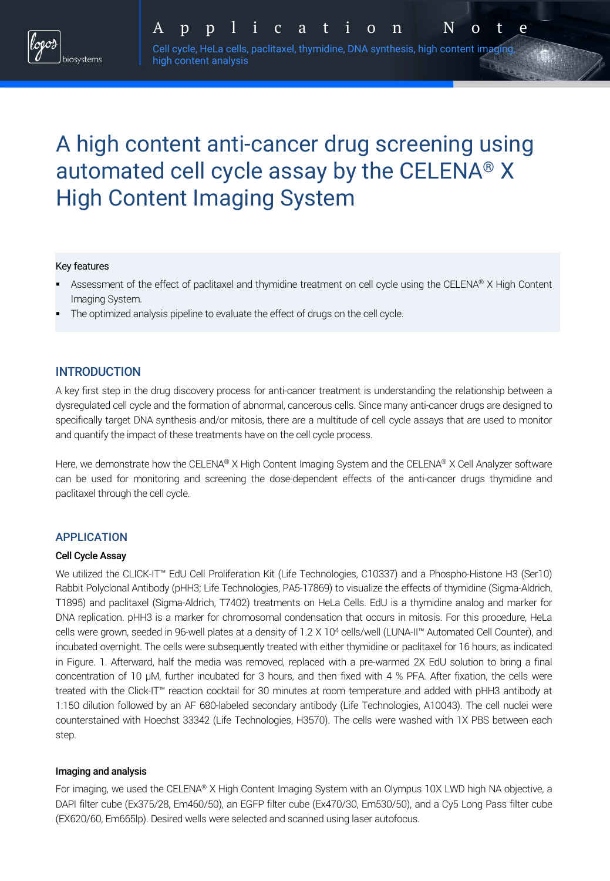# A high content anti-cancer drug screening using automated cell cycle assay by the CELENA® X High Content Imaging System

Key features

- Assessment of the effect of paclitaxel and thymidine treatment on cell cycle using the CELENA® X High Content Imaging System.
- The optimized analysis pipeline to evaluate the effect of drugs on the cell cycle.

## INTRODUCTION

A key first step in the drug discovery process for anti-cancer treatment is understanding the relationship between a dysregulated cell cycle and the formation of abnormal, cancerous cells. Since many anti-cancer drugs are designed to specifically target DNA synthesis and/or mitosis, there are a multitude of cell cycle assays that are used to monitor and quantify the impact of these treatments have on the cell cycle process.

Here, we demonstrate how the CELENA® X High Content Imaging System and the CELENA® X Cell Analyzer software can be used for monitoring and screening the dose-dependent effects of the anti-cancer drugs thymidine and paclitaxel through the cell cycle.

## APPLICATION

### Cell Cycle Assay

We utilized the CLICK-IT™ EdU Cell Proliferation Kit (Life Technologies, C10337) and a Phospho-Histone H3 (Ser10) Rabbit Polyclonal Antibody (pHH3; Life Technologies, PA5-17869) to visualize the effects of thymidine (Sigma-Aldrich, T1895) and paclitaxel (Sigma-Aldrich, T7402) treatments on HeLa Cells. EdU is a thymidine analog and marker for DNA replication. pHH3 is a marker for chromosomal condensation that occurs in mitosis. For this procedure, HeLa cells were grown, seeded in 96-well plates at a density of 1.2 X $10^4$ cells/well (LUNA-II™ Automated Cell Counter), and incubated overnight. The cells were subsequently treated with either thymidine or paclitaxel for 16 hours, as indicated in Figure. 1. Afterward, half the media was removed, replaced with a pre-warmed 2X EdU solution to bring a final concentration of 10 μM, further incubated for 3 hours, and then fixed with 4 % PFA. After fixation, the cells were treated with the Click-IT™ reaction cocktail for 30 minutes at room temperature and added with pHH3 antibody at 1:150 dilution followed by an AF 680-labeled secondary antibody (Life Technologies, A10043). The cell nuclei were counterstained with Hoechst 33342 (Life Technologies, H3570). The cells were washed with 1X PBS between each step.

### Imaging and analysis

For imaging, we used the CELENA® X High Content Imaging System with an Olympus 10X LWD high NA objective, a DAPI filter cube (Ex375/28, Em460/50), an EGFP filter cube (Ex470/30, Em530/50), and a Cy5 Long Pass filter cube (EX620/60, Em665lp). Desired wells were selected and scanned using laser autofocus.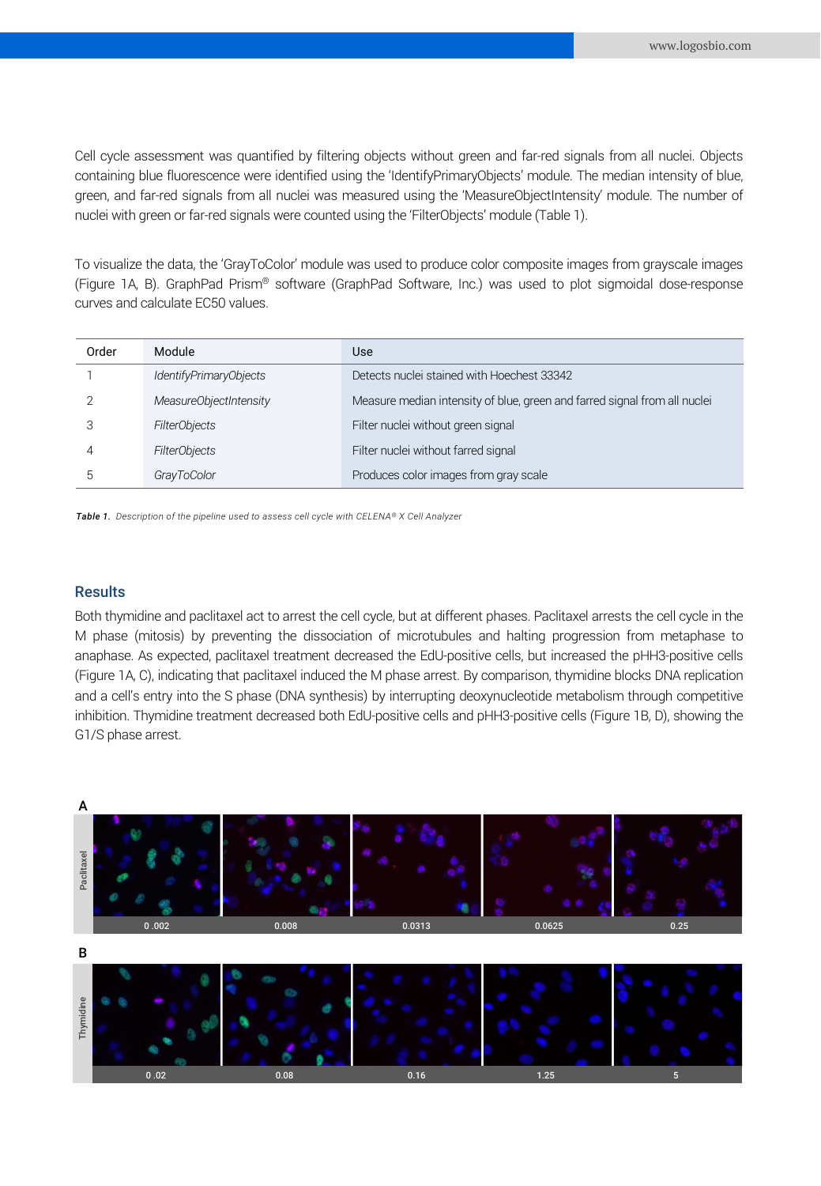Cell cycle assessment was quantified by filtering objects without green and far-red signals from all nuclei. Objects containing blue fluorescence were identified using the 'IdentifyPrimaryObjects' module. The median intensity of blue, green, and far-red signals from all nuclei was measured using the 'MeasureObjectIntensity' module. The number of nuclei with green or far-red signals were counted using the 'FilterObjects' module (Table 1).

To visualize the data, the 'GrayToColor' module was used to produce color composite images from grayscale images (Figure 1A, B). GraphPad Prism® software (GraphPad Software, Inc.) was used to plot sigmoidal dose-response curves and calculate EC50 values.

| Order | Module | Use |
|---|---|---|
| 1 | *IdentifyPrimaryObjects* | Detects nuclei stained with Hoechst 33342 |
| 2 | *MeasureObjectIntensity* | Measure median intensity of blue, green and farred signal from all nuclei |
| 3 | *FilterObjects* | Filter nuclei without green signal |
| 4 | *FilterObjects* | Filter nuclei without farred signal |
| 5 | *GrayToColor* | Produces color images from gray scale |

***Table 1.*** *Description of the pipeline used to assess cell cycle with CELENA® X Cell Analyzer*

## Results

Both thymidine and paclitaxel act to arrest the cell cycle, but at different phases. Paclitaxel arrests the cell cycle in the M phase (mitosis) by preventing the dissociation of microtubules and halting progression from metaphase to anaphase. As expected, paclitaxel treatment decreased the EdU-positive cells, but increased the pHH3-positive cells (Figure 1A, C), indicating that paclitaxel induced the M phase arrest. By comparison, thymidine blocks DNA replication and a cell's entry into the S phase (DNA synthesis) by interrupting deoxynucleotide metabolism through competitive inhibition. Thymidine treatment decreased both EdU-positive cells and pHH3-positive cells (Figure 1B, D), showing the G1/S phase arrest.

A

Paclitaxel: 0 .002 | 0.008 | 0.0313 | 0.0625 | 0.25

B

Thymidine: 0 .02 | 0.08 | 0.16 | 1.25 | 5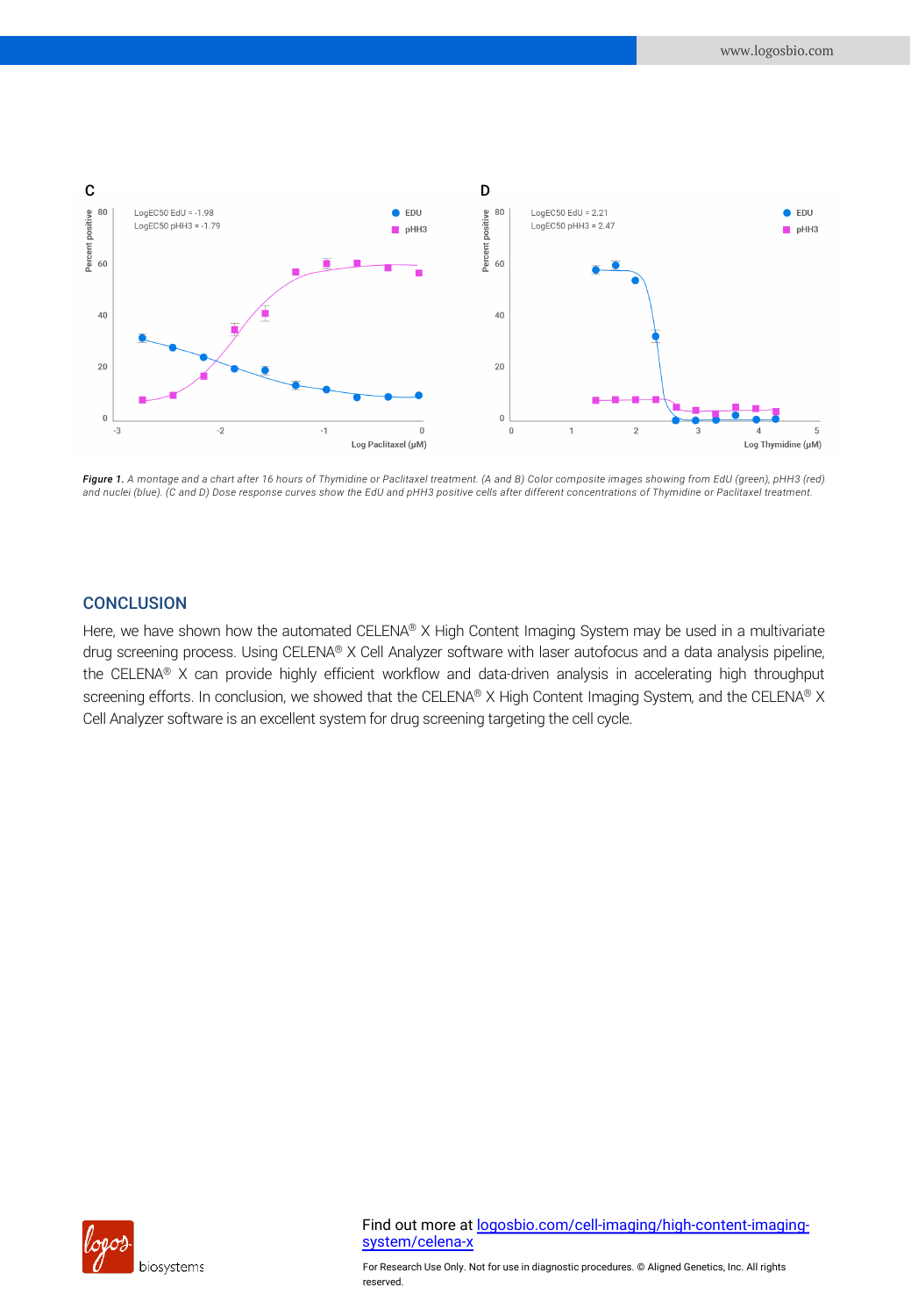C

Percent positive

80
60
40
20
0

LogEC50 EdU = -1.98
LogEC50 pHH3 = -1.79

EDU
pHH3

-3
-2
-1
0

Log Paclitaxel (μM)

D

Percent positive

80
60
40
20
0

LogEC50 EdU = 2.21
LogEC50 pHH3 = 2.47

EDU
pHH3

0
1
2
3
4
5

Log Thymidine (μM)

***Figure 1.*** *A montage and a chart after 16 hours of Thymidine or Paclitaxel treatment. (A and B) Color composite images showing from EdU (green), pHH3 (red) and nuclei (blue). (C and D) Dose response curves show the EdU and pHH3 positive cells after different concentrations of Thymidine or Paclitaxel treatment.*

## CONCLUSION

Here, we have shown how the automated CELENA® X High Content Imaging System may be used in a multivariate drug screening process. Using CELENA® X Cell Analyzer software with laser autofocus and a data analysis pipeline, the CELENA® X can provide highly efficient workflow and data-driven analysis in accelerating high throughput screening efforts. In conclusion, we showed that the CELENA® X High Content Imaging System, and the CELENA® X Cell Analyzer software is an excellent system for drug screening targeting the cell cycle.

logos biosystems

Find out more at [logosbio.com/cell-imaging/high-content-imaging-system/celena-x](logosbio.com/cell-imaging/high-content-imaging-system/celena-x)

For Research Use Only. Not for use in diagnostic procedures. © Aligned Genetics, Inc. All rights reserved.